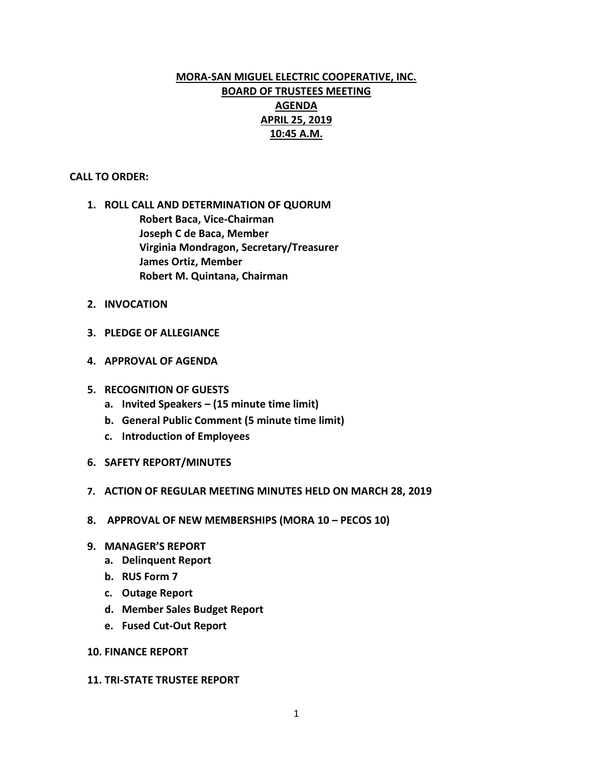# MORA-SAN MIGUEL ELECTRIC COOPERATIVE, INC.
## BOARD OF TRUSTEES MEETING
## AGENDA
## APRIL 25, 2019
## 10:45 A.M.

**CALL TO ORDER:**

1. **ROLL CALL AND DETERMINATION OF QUORUM**
   - **Robert Baca, Vice-Chairman**
   - **Joseph C de Baca, Member**
   - **Virginia Mondragon, Secretary/Treasurer**
   - **James Ortiz, Member**
   - **Robert M. Quintana, Chairman**

2. **INVOCATION**

3. **PLEDGE OF ALLEGIANCE**

4. **APPROVAL OF AGENDA**

5. **RECOGNITION OF GUESTS**
   a. **Invited Speakers – (15 minute time limit)**
   b. **General Public Comment (5 minute time limit)**
   c. **Introduction of Employees**

6. **SAFETY REPORT/MINUTES**

7. **ACTION OF REGULAR MEETING MINUTES HELD ON MARCH 28, 2019**

8. **APPROVAL OF NEW MEMBERSHIPS (MORA 10 – PECOS 10)**

9. **MANAGER'S REPORT**
   a. **Delinquent Report**
   b. **RUS Form 7**
   c. **Outage Report**
   d. **Member Sales Budget Report**
   e. **Fused Cut-Out Report**

10. **FINANCE REPORT**

11. **TRI-STATE TRUSTEE REPORT**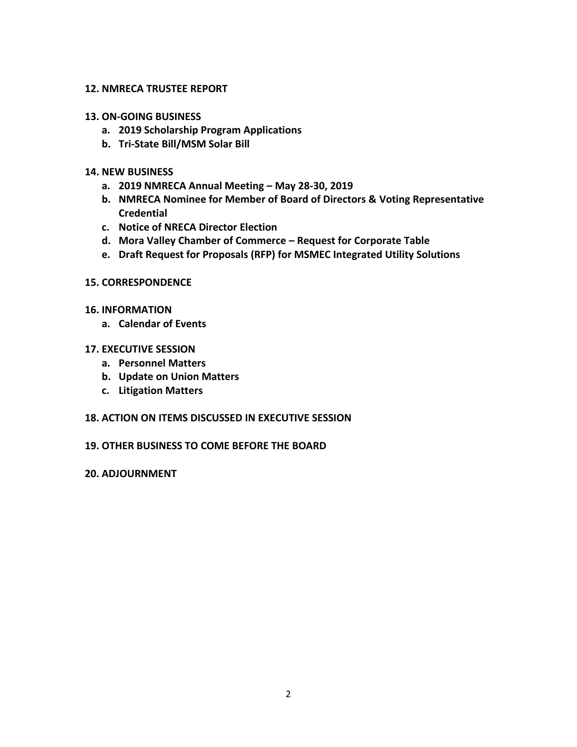**12. NMRECA TRUSTEE REPORT**

**13. ON-GOING BUSINESS**

- **a. 2019 Scholarship Program Applications**
- **b. Tri-State Bill/MSM Solar Bill**

**14. NEW BUSINESS**

- **a. 2019 NMRECA Annual Meeting – May 28-30, 2019**
- **b. NMRECA Nominee for Member of Board of Directors & Voting Representative Credential**
- **c. Notice of NRECA Director Election**
- **d. Mora Valley Chamber of Commerce – Request for Corporate Table**
- **e. Draft Request for Proposals (RFP) for MSMEC Integrated Utility Solutions**

**15. CORRESPONDENCE**

**16. INFORMATION**

- **a. Calendar of Events**

**17. EXECUTIVE SESSION**

- **a. Personnel Matters**
- **b. Update on Union Matters**
- **c. Litigation Matters**

**18. ACTION ON ITEMS DISCUSSED IN EXECUTIVE SESSION**

**19. OTHER BUSINESS TO COME BEFORE THE BOARD**

**20. ADJOURNMENT**